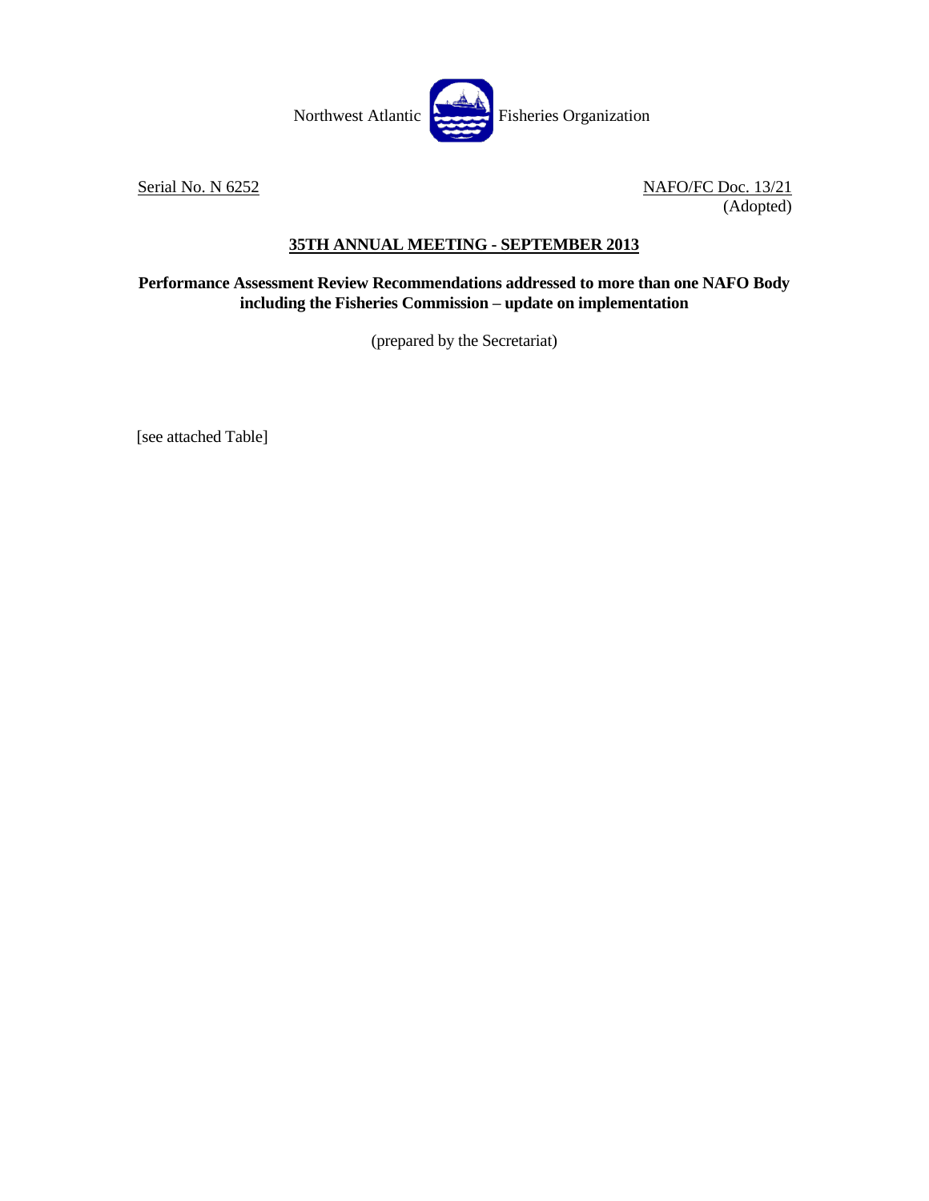Northwest Atlantic Fisheries Organization

Serial No. N 6252

NAFO/FC Doc. 13/21
(Adopted)

## 35TH ANNUAL MEETING - SEPTEMBER 2013

**Performance Assessment Review Recommendations addressed to more than one NAFO Body including the Fisheries Commission – update on implementation**

(prepared by the Secretariat)

[see attached Table]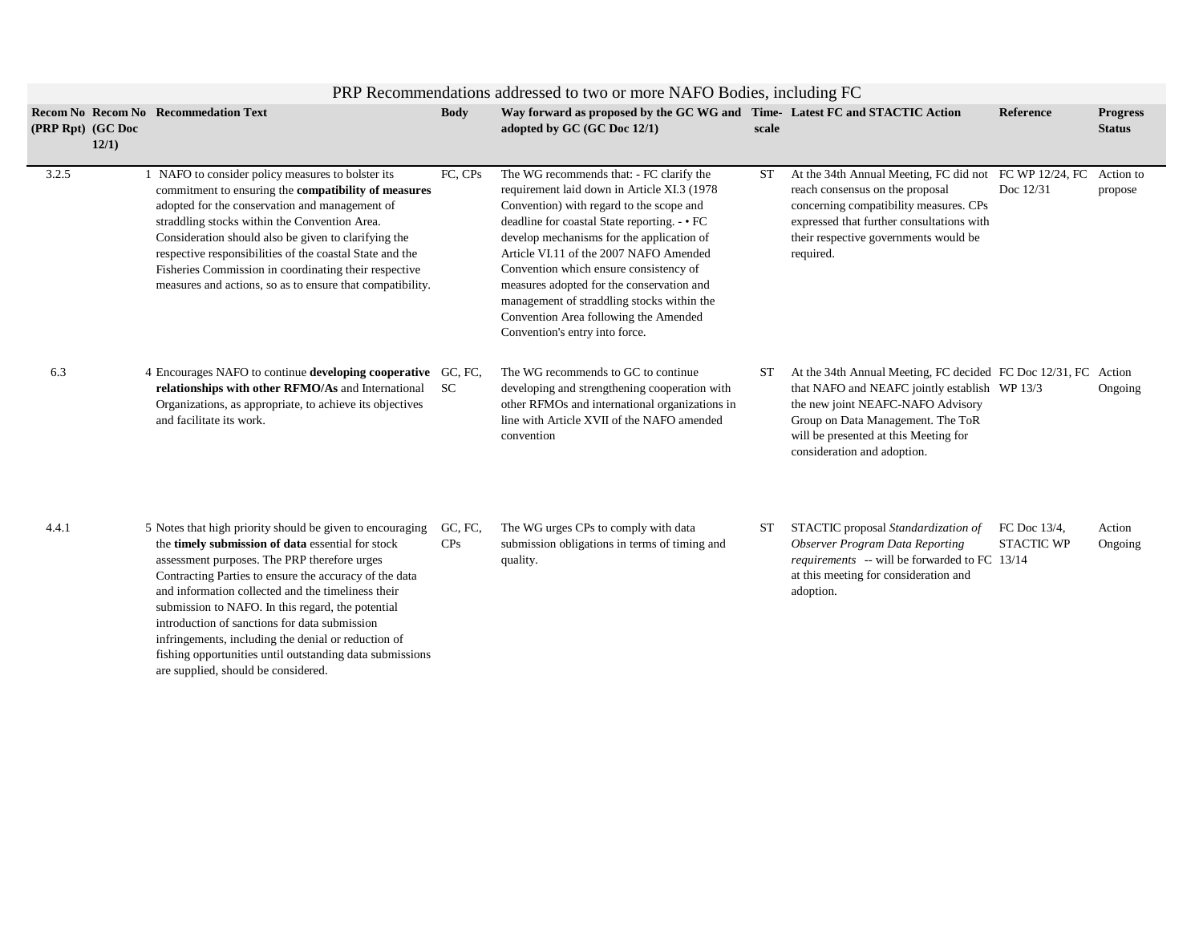## PRP Recommendations addressed to two or more NAFO Bodies, including FC

| Recom No (PRP Rpt) | Recom No (GC Doc 12/1) | Recommedation Text | Body | Way forward as proposed by the GC WG and adopted by GC (GC Doc 12/1) | Time-scale | Latest FC and STACTIC Action | Reference | Progress Status |
|---|---|---|---|---|---|---|---|---|
| 3.2.5 | 1 | NAFO to consider policy measures to bolster its commitment to ensuring the **compatibility of measures** adopted for the conservation and management of straddling stocks within the Convention Area. Consideration should also be given to clarifying the respective responsibilities of the coastal State and the Fisheries Commission in coordinating their respective measures and actions, so as to ensure that compatibility. | FC, CPs | The WG recommends that: - FC clarify the requirement laid down in Article XI.3 (1978 Convention) with regard to the scope and deadline for coastal State reporting. - • FC develop mechanisms for the application of Article VI.11 of the 2007 NAFO Amended Convention which ensure consistency of measures adopted for the conservation and management of straddling stocks within the Convention Area following the Amended Convention's entry into force. | ST | At the 34th Annual Meeting, FC did not reach consensus on the proposal concerning compatibility measures. CPs expressed that further consultations with their respective governments would be required. | FC WP 12/24, FC Doc 12/31 | Action to propose |
| 6.3 | 4 | Encourages NAFO to continue **developing cooperative relationships with other RFMO/As** and International Organizations, as appropriate, to achieve its objectives and facilitate its work. | GC, FC, SC | The WG recommends to GC to continue developing and strengthening cooperation with other RFMOs and international organizations in line with Article XVII of the NAFO amended convention | ST | At the 34th Annual Meeting, FC decided that NAFO and NEAFC jointly establish the new joint NEAFC-NAFO Advisory Group on Data Management. The ToR will be presented at this Meeting for consideration and adoption. | FC Doc 12/31, FC WP 13/3 | Action Ongoing |
| 4.4.1 | 5 | Notes that high priority should be given to encouraging the **timely submission of data** essential for stock assessment purposes. The PRP therefore urges Contracting Parties to ensure the accuracy of the data and information collected and the timeliness their submission to NAFO. In this regard, the potential introduction of sanctions for data submission infringements, including the denial or reduction of fishing opportunities until outstanding data submissions are supplied, should be considered. | GC, FC, CPs | The WG urges CPs to comply with data submission obligations in terms of timing and quality. | ST | STACTIC proposal *Standardization of Observer Program Data Reporting requirements* -- will be forwarded to FC at this meeting for consideration and adoption. | FC Doc 13/4, STACTIC WP 13/14 | Action Ongoing |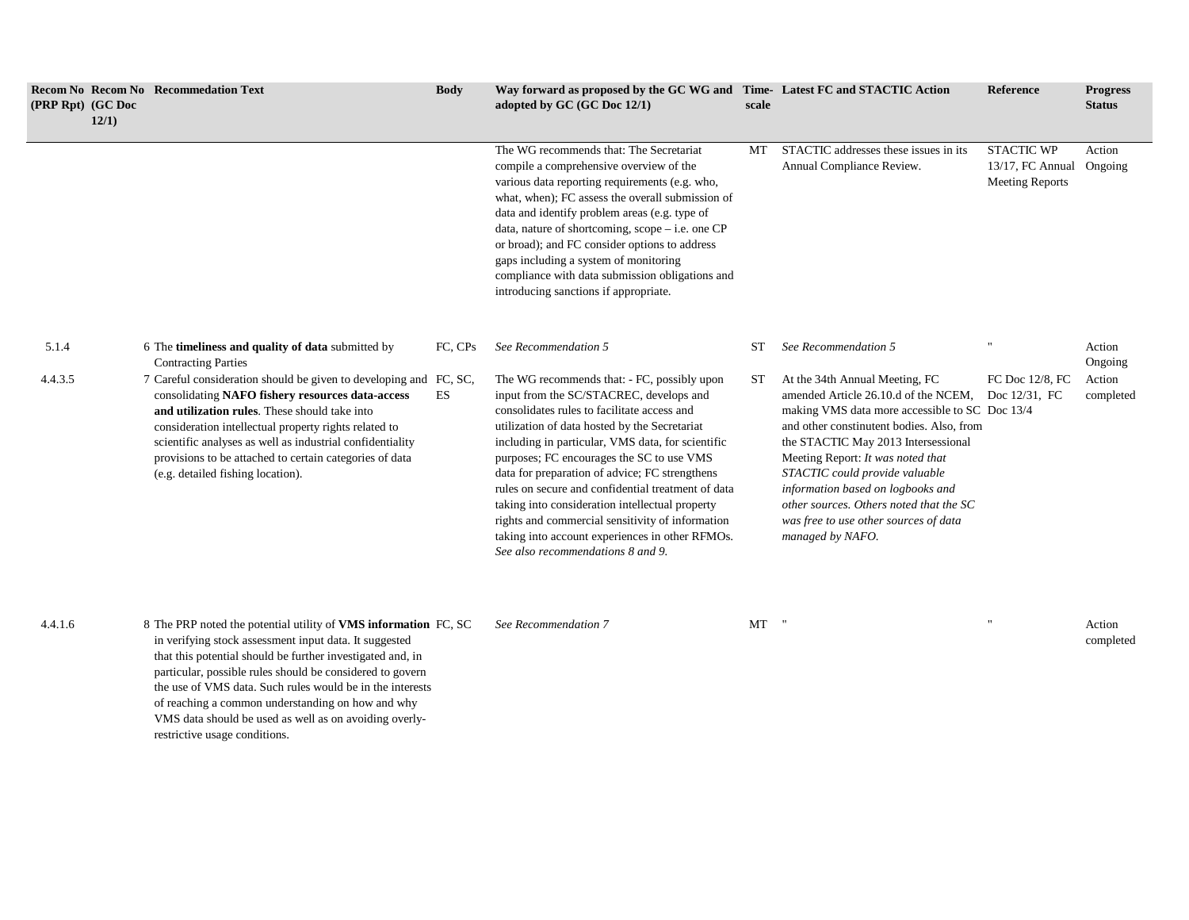| Recom No (PRP Rpt) | Recom No (GC Doc 12/1) | Recommedation Text | Body | Way forward as proposed by the GC WG and adopted by GC (GC Doc 12/1) | Time-scale | Latest FC and STACTIC Action | Reference | Progress Status |
|---|---|---|---|---|---|---|---|---|
| | | | | The WG recommends that: The Secretariat compile a comprehensive overview of the various data reporting requirements (e.g. who, what, when); FC assess the overall submission of data and identify problem areas (e.g. type of data, nature of shortcoming, scope – i.e. one CP or broad); and FC consider options to address gaps including a system of monitoring compliance with data submission obligations and introducing sanctions if appropriate. | MT | STACTIC addresses these issues in its Annual Compliance Review. | STACTIC WP 13/17, FC Annual Meeting Reports | Action Ongoing |
| 5.1.4 | 6 | The **timeliness and quality of data** submitted by Contracting Parties | FC, CPs | *See Recommendation 5* | ST | *See Recommendation 5* | " | Action Ongoing |
| 4.4.3.5 | 7 | Careful consideration should be given to developing and consolidating **NAFO fishery resources data-access and utilization rules**. These should take into consideration intellectual property rights related to scientific analyses as well as industrial confidentiality provisions to be attached to certain categories of data (e.g. detailed fishing location). | FC, SC, ES | The WG recommends that: - FC, possibly upon input from the SC/STACREC, develops and consolidates rules to facilitate access and utilization of data hosted by the Secretariat including in particular, VMS data, for scientific purposes; FC encourages the SC to use VMS data for preparation of advice; FC strengthens rules on secure and confidential treatment of data taking into consideration intellectual property rights and commercial sensitivity of information taking into account experiences in other RFMOs. *See also recommendations 8 and 9.* | ST | At the 34th Annual Meeting, FC amended Article 26.10.d of the NCEM, making VMS data more accessible to SC and other constinutent bodies. Also, from the STACTIC May 2013 Intersessional Meeting Report: *It was noted that STACTIC could provide valuable information based on logbooks and other sources. Others noted that the SC was free to use other sources of data managed by NAFO.* | FC Doc 12/8, FC Doc 12/31, FC Doc 13/4 | Action completed |
| 4.4.1.6 | 8 | The PRP noted the potential utility of **VMS information** in verifying stock assessment input data. It suggested that this potential should be further investigated and, in particular, possible rules should be considered to govern the use of VMS data. Such rules would be in the interests of reaching a common understanding on how and why VMS data should be used as well as on avoiding overly-restrictive usage conditions. | FC, SC | *See Recommendation 7* | MT | " | " | Action completed |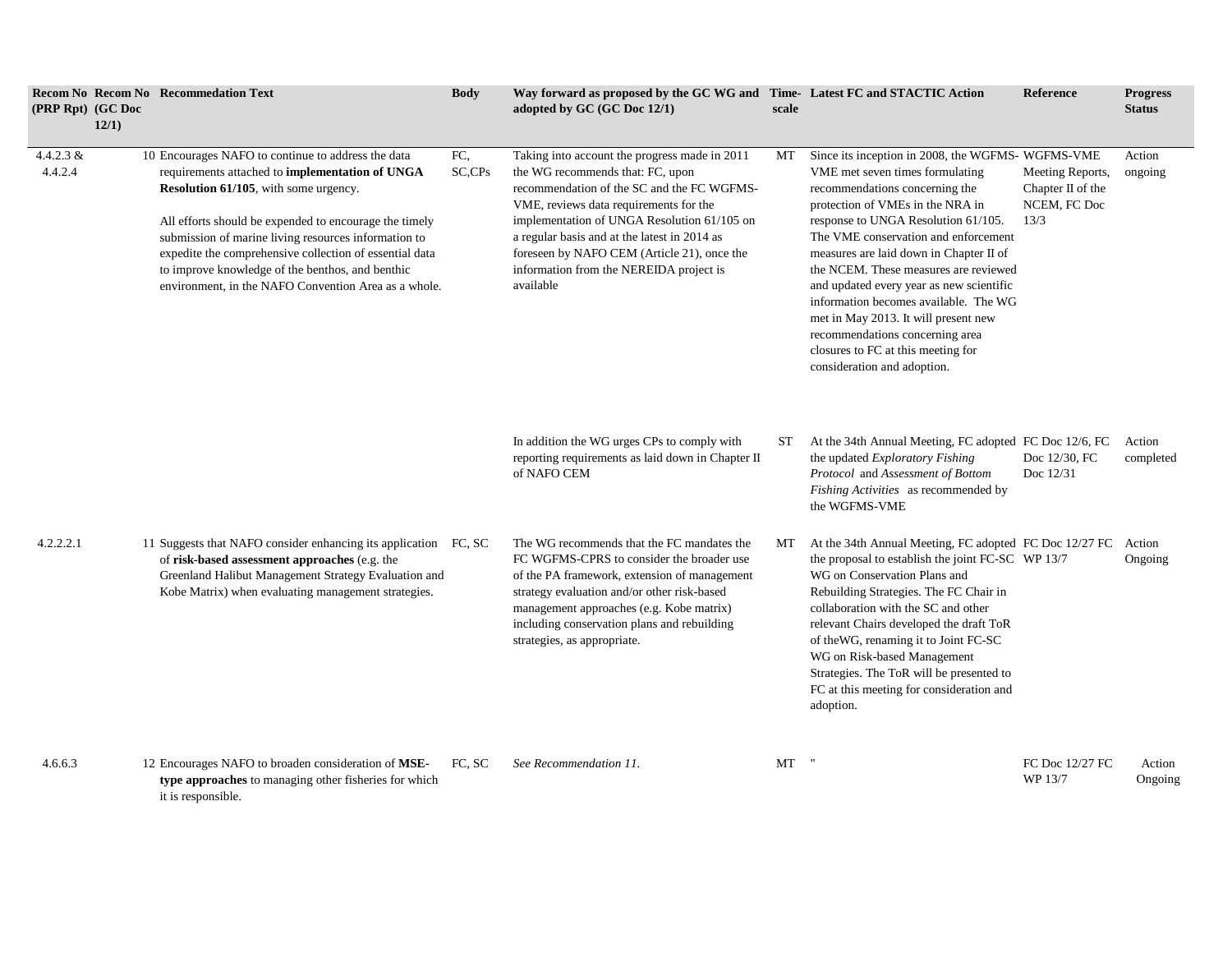| Recom No (PRP Rpt) | Recom No (GC Doc 12/1) | Recommedation Text | Body | Way forward as proposed by the GC WG and adopted by GC (GC Doc 12/1) | Time-scale | Latest FC and STACTIC Action | Reference | Progress Status |
|---|---|---|---|---|---|---|---|---|
| 4.4.2.3 & 4.4.2.4 | 10 | Encourages NAFO to continue to address the data requirements attached to **implementation of UNGA Resolution 61/105**, with some urgency.<br><br>All efforts should be expended to encourage the timely submission of marine living resources information to expedite the comprehensive collection of essential data to improve knowledge of the benthos, and benthic environment, in the NAFO Convention Area as a whole. | FC, SC,CPs | Taking into account the progress made in 2011 the WG recommends that: FC, upon recommendation of the SC and the FC WGFMS-VME, reviews data requirements for the implementation of UNGA Resolution 61/105 on a regular basis and at the latest in 2014 as foreseen by NAFO CEM (Article 21), once the information from the NEREIDA project is available | MT | Since its inception in 2008, the WGFMS-VME met seven times formulating recommendations concerning the protection of VMEs in the NRA in response to UNGA Resolution 61/105. The VME conservation and enforcement measures are laid down in Chapter II of the NCEM. These measures are reviewed and updated every year as new scientific information becomes available. The WG met in May 2013. It will present new recommendations concerning area closures to FC at this meeting for consideration and adoption. | WGFMS-VME Meeting Reports, Chapter II of the NCEM, FC Doc 13/3 | Action ongoing |
| | | | | In addition the WG urges CPs to comply with reporting requirements as laid down in Chapter II of NAFO CEM | ST | At the 34th Annual Meeting, FC adopted the updated *Exploratory Fishing Protocol* and *Assessment of Bottom Fishing Activities* as recommended by the WGFMS-VME | FC Doc 12/6, FC Doc 12/30, FC Doc 12/31 | Action completed |
| 4.2.2.2.1 | 11 | Suggests that NAFO consider enhancing its application of **risk-based assessment approaches** (e.g. the Greenland Halibut Management Strategy Evaluation and Kobe Matrix) when evaluating management strategies. | FC, SC | The WG recommends that the FC mandates the FC WGFMS-CPRS to consider the broader use of the PA framework, extension of management strategy evaluation and/or other risk-based management approaches (e.g. Kobe matrix) including conservation plans and rebuilding strategies, as appropriate. | MT | At the 34th Annual Meeting, FC adopted the proposal to establish the joint FC-SC WG on Conservation Plans and Rebuilding Strategies. The FC Chair in collaboration with the SC and other relevant Chairs developed the draft ToR of theWG, renaming it to Joint FC-SC WG on Risk-based Management Strategies. The ToR will be presented to FC at this meeting for consideration and adoption. | FC Doc 12/27 FC WP 13/7 | Action Ongoing |
| 4.6.6.3 | 12 | Encourages NAFO to broaden consideration of **MSE-type approaches** to managing other fisheries for which it is responsible. | FC, SC | *See Recommendation 11.* | MT | " | FC Doc 12/27 FC WP 13/7 | Action Ongoing |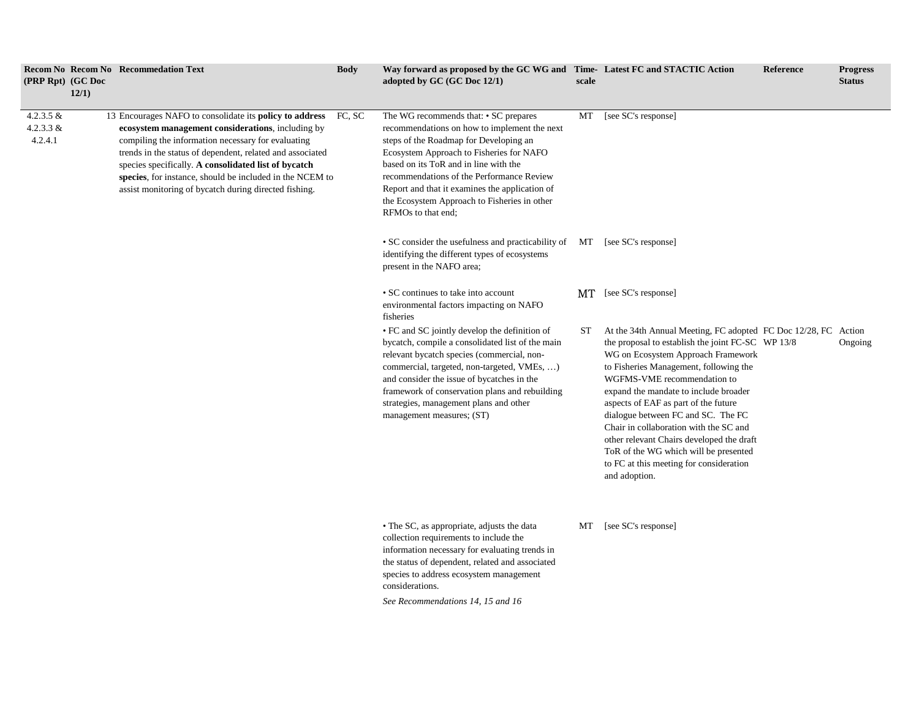| Recom No (PRP Rpt) | Recom No (GC Doc 12/1) | Recommendation Text | Body | Way forward as proposed by the GC WG and adopted by GC (GC Doc 12/1) | Time-scale | Latest FC and STACTIC Action | Reference | Progress Status |
|---|---|---|---|---|---|---|---|---|
| 4.2.3.5 & 4.2.3.3 & 4.2.4.1 | 13 | Encourages NAFO to consolidate its **policy to address ecosystem management considerations**, including by compiling the information necessary for evaluating trends in the status of dependent, related and associated species specifically. **A consolidated list of bycatch species**, for instance, should be included in the NCEM to assist monitoring of bycatch during directed fishing. | FC, SC | The WG recommends that: • SC prepares recommendations on how to implement the next steps of the Roadmap for Developing an Ecosystem Approach to Fisheries for NAFO based on its ToR and in line with the recommendations of the Performance Review Report and that it examines the application of the Ecosystem Approach to Fisheries in other RFMOs to that end; | MT | [see SC's response] | | |
| | | | | • SC consider the usefulness and practicability of identifying the different types of ecosystems present in the NAFO area; | MT | [see SC's response] | | |
| | | | | • SC continues to take into account environmental factors impacting on NAFO fisheries | MT | [see SC's response] | | |
| | | | | • FC and SC jointly develop the definition of bycatch, compile a consolidated list of the main relevant bycatch species (commercial, non-commercial, targeted, non-targeted, VMEs, …) and consider the issue of bycatches in the framework of conservation plans and rebuilding strategies, management plans and other management measures; (ST) | ST | At the 34th Annual Meeting, FC adopted the proposal to establish the joint FC-SC WG on Ecosystem Approach Framework to Fisheries Management, following the WGFMS-VME recommendation to expand the mandate to include broader aspects of EAF as part of the future dialogue between FC and SC. The FC Chair in collaboration with the SC and other relevant Chairs developed the draft ToR of the WG which will be presented to FC at this meeting for consideration and adoption. | FC Doc 12/28, FC WP 13/8 | Action Ongoing |
| | | | | • The SC, as appropriate, adjusts the data collection requirements to include the information necessary for evaluating trends in the status of dependent, related and associated species to address ecosystem management considerations. *See Recommendations 14, 15 and 16* | MT | [see SC's response] | | |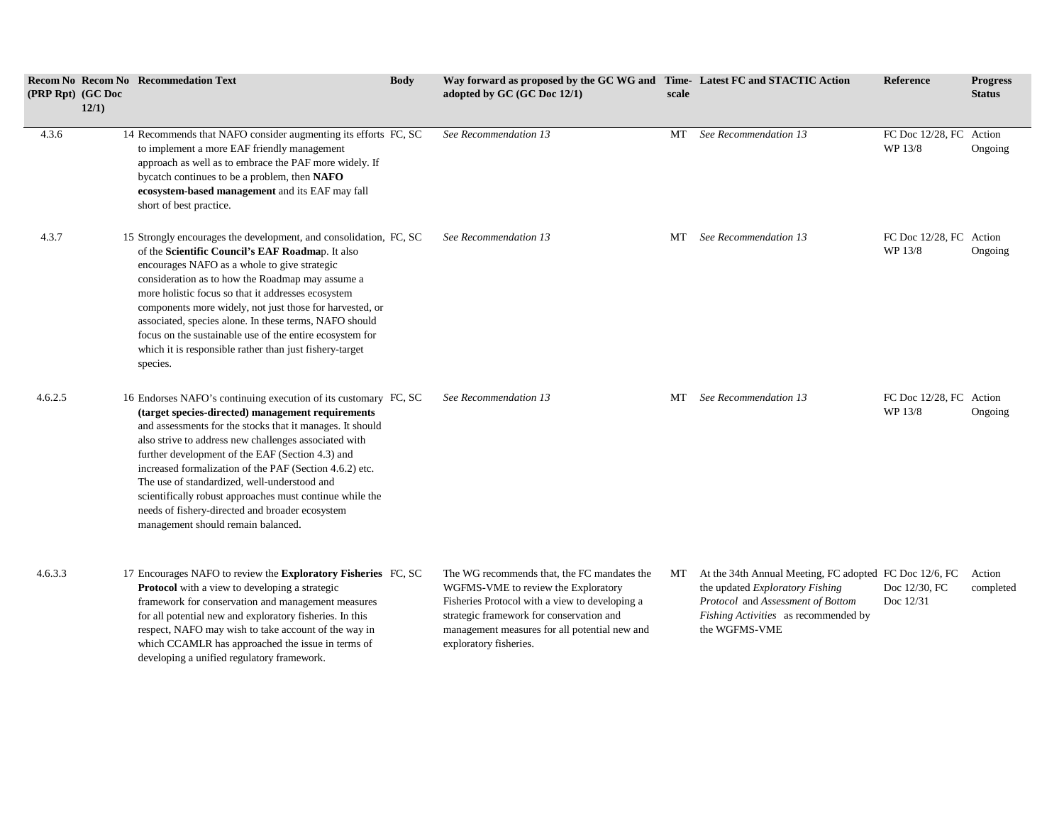| Recom No (PRP Rpt) | Recom No (GC Doc 12/1) | Recommedation Text | Body | Way forward as proposed by the GC WG and adopted by GC (GC Doc 12/1) | Time-scale | Latest FC and STACTIC Action | Reference | Progress Status |
|---|---|---|---|---|---|---|---|---|
| 4.3.6 | 14 | Recommends that NAFO consider augmenting its efforts to implement a more EAF friendly management approach as well as to embrace the PAF more widely. If bycatch continues to be a problem, then **NAFO ecosystem-based management** and its EAF may fall short of best practice. | FC, SC | *See Recommendation 13* | MT | *See Recommendation 13* | FC Doc 12/28, FC WP 13/8 | Action Ongoing |
| 4.3.7 | 15 | Strongly encourages the development, and consolidation, of the **Scientific Council's EAF Roadma**p. It also encourages NAFO as a whole to give strategic consideration as to how the Roadmap may assume a more holistic focus so that it addresses ecosystem components more widely, not just those for harvested, or associated, species alone. In these terms, NAFO should focus on the sustainable use of the entire ecosystem for which it is responsible rather than just fishery-target species. | FC, SC | *See Recommendation 13* | MT | *See Recommendation 13* | FC Doc 12/28, FC WP 13/8 | Action Ongoing |
| 4.6.2.5 | 16 | Endorses NAFO's continuing execution of its customary **(target species-directed) management requirements** and assessments for the stocks that it manages. It should also strive to address new challenges associated with further development of the EAF (Section 4.3) and increased formalization of the PAF (Section 4.6.2) etc. The use of standardized, well-understood and scientifically robust approaches must continue while the needs of fishery-directed and broader ecosystem management should remain balanced. | FC, SC | *See Recommendation 13* | MT | *See Recommendation 13* | FC Doc 12/28, FC WP 13/8 | Action Ongoing |
| 4.6.3.3 | 17 | Encourages NAFO to review the **Exploratory Fisheries Protocol** with a view to developing a strategic framework for conservation and management measures for all potential new and exploratory fisheries. In this respect, NAFO may wish to take account of the way in which CCAMLR has approached the issue in terms of developing a unified regulatory framework. | FC, SC | The WG recommends that, the FC mandates the WGFMS-VME to review the Exploratory Fisheries Protocol with a view to developing a strategic framework for conservation and management measures for all potential new and exploratory fisheries. | MT | At the 34th Annual Meeting, FC adopted the updated *Exploratory Fishing Protocol* and *Assessment of Bottom Fishing Activities* as recommended by the WGFMS-VME | FC Doc 12/6, FC Doc 12/30, FC Doc 12/31 | Action completed |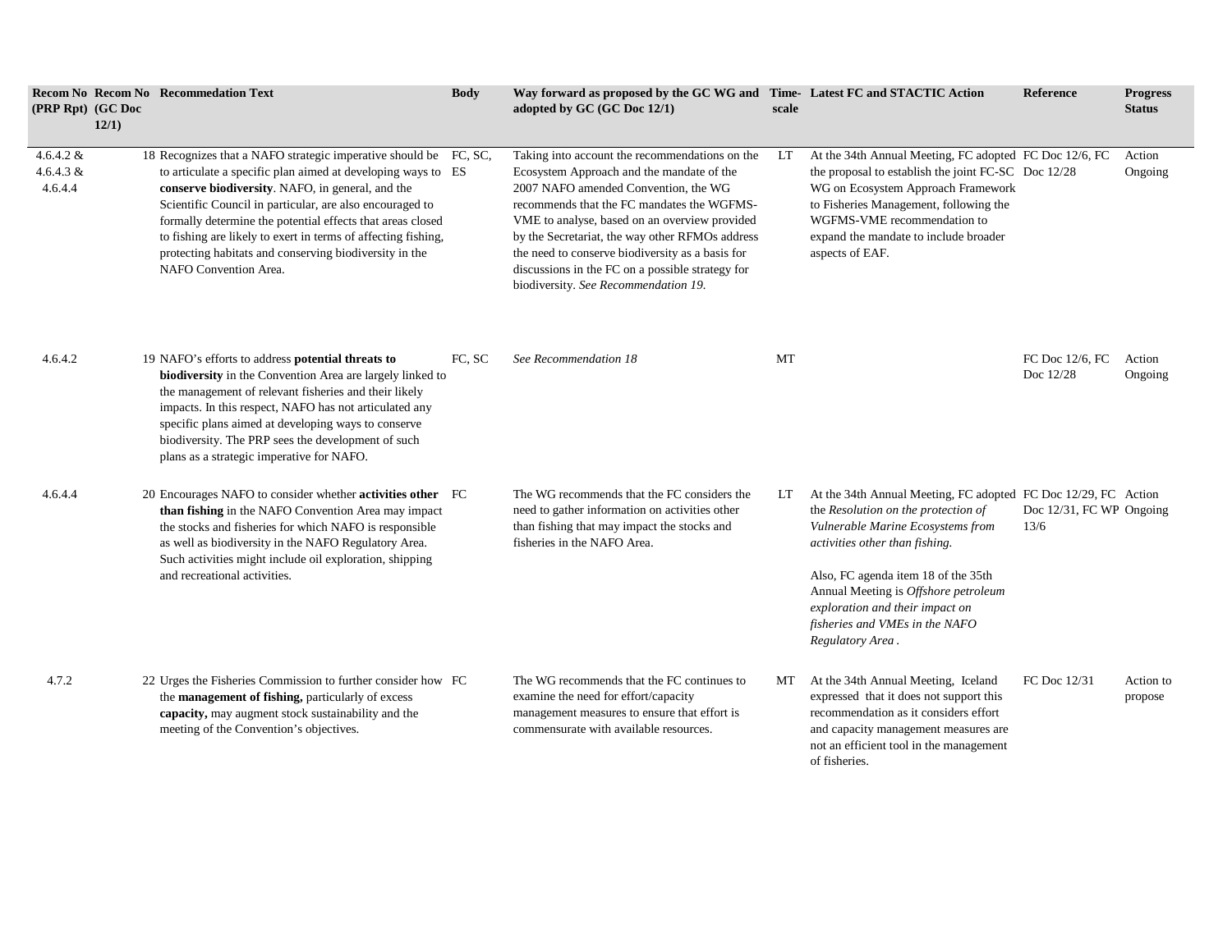| Recom No (PRP Rpt) | Recom No (GC Doc 12/1) | Recommedation Text | Body | Way forward as proposed by the GC WG and adopted by GC (GC Doc 12/1) | Time-scale | Latest FC and STACTIC Action | Reference | Progress Status |
|---|---|---|---|---|---|---|---|---|
| 4.6.4.2 & 4.6.4.3 & 4.6.4.4 | 18 | Recognizes that a NAFO strategic imperative should be to articulate a specific plan aimed at developing ways to **conserve biodiversity**. NAFO, in general, and the Scientific Council in particular, are also encouraged to formally determine the potential effects that areas closed to fishing are likely to exert in terms of affecting fishing, protecting habitats and conserving biodiversity in the NAFO Convention Area. | FC, SC, ES | Taking into account the recommendations on the Ecosystem Approach and the mandate of the 2007 NAFO amended Convention, the WG recommends that the FC mandates the WGFMS-VME to analyse, based on an overview provided by the Secretariat, the way other RFMOs address the need to conserve biodiversity as a basis for discussions in the FC on a possible strategy for biodiversity. *See Recommendation 19.* | LT | At the 34th Annual Meeting, FC adopted the proposal to establish the joint FC-SC WG on Ecosystem Approach Framework to Fisheries Management, following the WGFMS-VME recommendation to expand the mandate to include broader aspects of EAF. | FC Doc 12/6, FC Doc 12/28 | Action Ongoing |
| 4.6.4.2 | 19 | NAFO's efforts to address **potential threats to biodiversity** in the Convention Area are largely linked to the management of relevant fisheries and their likely impacts. In this respect, NAFO has not articulated any specific plans aimed at developing ways to conserve biodiversity. The PRP sees the development of such plans as a strategic imperative for NAFO. | FC, SC | *See Recommendation 18* | MT | | FC Doc 12/6, FC Doc 12/28 | Action Ongoing |
| 4.6.4.4 | 20 | Encourages NAFO to consider whether **activities other than fishing** in the NAFO Convention Area may impact the stocks and fisheries for which NAFO is responsible as well as biodiversity in the NAFO Regulatory Area. Such activities might include oil exploration, shipping and recreational activities. | FC | The WG recommends that the FC considers the need to gather information on activities other than fishing that may impact the stocks and fisheries in the NAFO Area. | LT | At the 34th Annual Meeting, FC adopted the *Resolution on the protection of Vulnerable Marine Ecosystems from activities other than fishing.*<br><br>Also, FC agenda item 18 of the 35th Annual Meeting is *Offshore petroleum exploration and their impact on fisheries and VMEs in the NAFO Regulatory Area*. | FC Doc 12/29, FC Doc 12/31, FC WP 13/6 | Action Ongoing |
| 4.7.2 | 22 | Urges the Fisheries Commission to further consider how the **management of fishing,** particularly of excess **capacity,** may augment stock sustainability and the meeting of the Convention's objectives. | FC | The WG recommends that the FC continues to examine the need for effort/capacity management measures to ensure that effort is commensurate with available resources. | MT | At the 34th Annual Meeting, Iceland expressed that it does not support this recommendation as it considers effort and capacity management measures are not an efficient tool in the management of fisheries. | FC Doc 12/31 | Action to propose |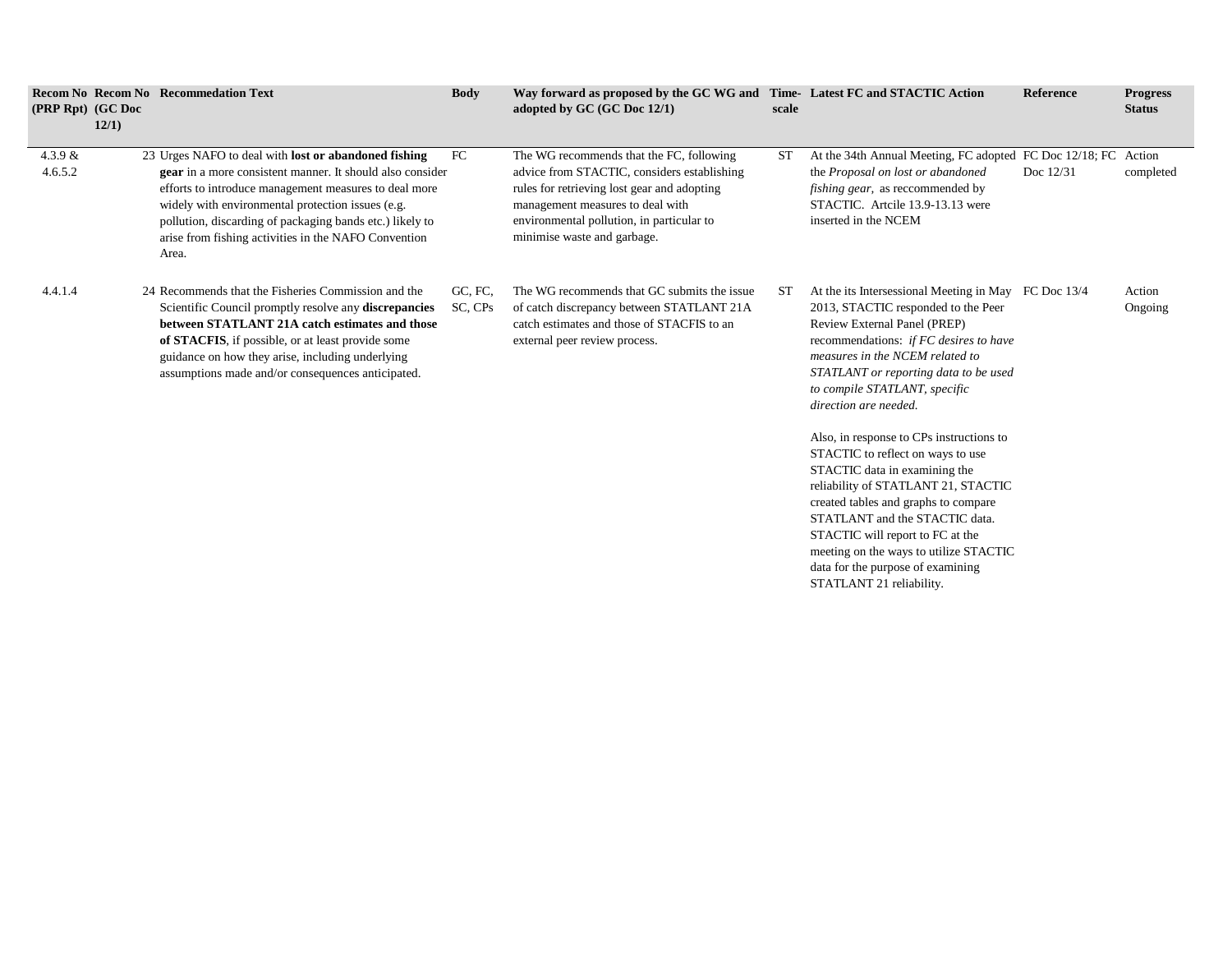| Recom No (PRP Rpt) | Recom No (GC Doc 12/1) | Recommedation Text | Body | Way forward as proposed by the GC WG and adopted by GC (GC Doc 12/1) | Time-scale | Latest FC and STACTIC Action | Reference | Progress Status |
|---|---|---|---|---|---|---|---|---|
| 4.3.9 & 4.6.5.2 | 23 | Urges NAFO to deal with **lost or abandoned fishing gear** in a more consistent manner. It should also consider efforts to introduce management measures to deal more widely with environmental protection issues (e.g. pollution, discarding of packaging bands etc.) likely to arise from fishing activities in the NAFO Convention Area. | FC | The WG recommends that the FC, following advice from STACTIC, considers establishing rules for retrieving lost gear and adopting management measures to deal with environmental pollution, in particular to minimise waste and garbage. | ST | At the 34th Annual Meeting, FC adopted the *Proposal on lost or abandoned fishing gear*, as reccommended by STACTIC. Artcile 13.9-13.13 were inserted in the NCEM | FC Doc 12/18; FC Doc 12/31 | Action completed |
| 4.4.1.4 | 24 | Recommends that the Fisheries Commission and the Scientific Council promptly resolve any **discrepancies between STATLANT 21A catch estimates and those of STACFIS**, if possible, or at least provide some guidance on how they arise, including underlying assumptions made and/or consequences anticipated. | GC, FC, SC, CPs | The WG recommends that GC submits the issue of catch discrepancy between STATLANT 21A catch estimates and those of STACFIS to an external peer review process. | ST | At the its Intersessional Meeting in May 2013, STACTIC responded to the Peer Review External Panel (PREP) recommendations: *if FC desires to have measures in the NCEM related to STATLANT or reporting data to be used to compile STATLANT, specific direction are needed.*<br><br>Also, in response to CPs instructions to STACTIC to reflect on ways to use STACTIC data in examining the reliability of STATLANT 21, STACTIC created tables and graphs to compare STATLANT and the STACTIC data. STACTIC will report to FC at the meeting on the ways to utilize STACTIC data for the purpose of examining STATLANT 21 reliability. | FC Doc 13/4 | Action Ongoing |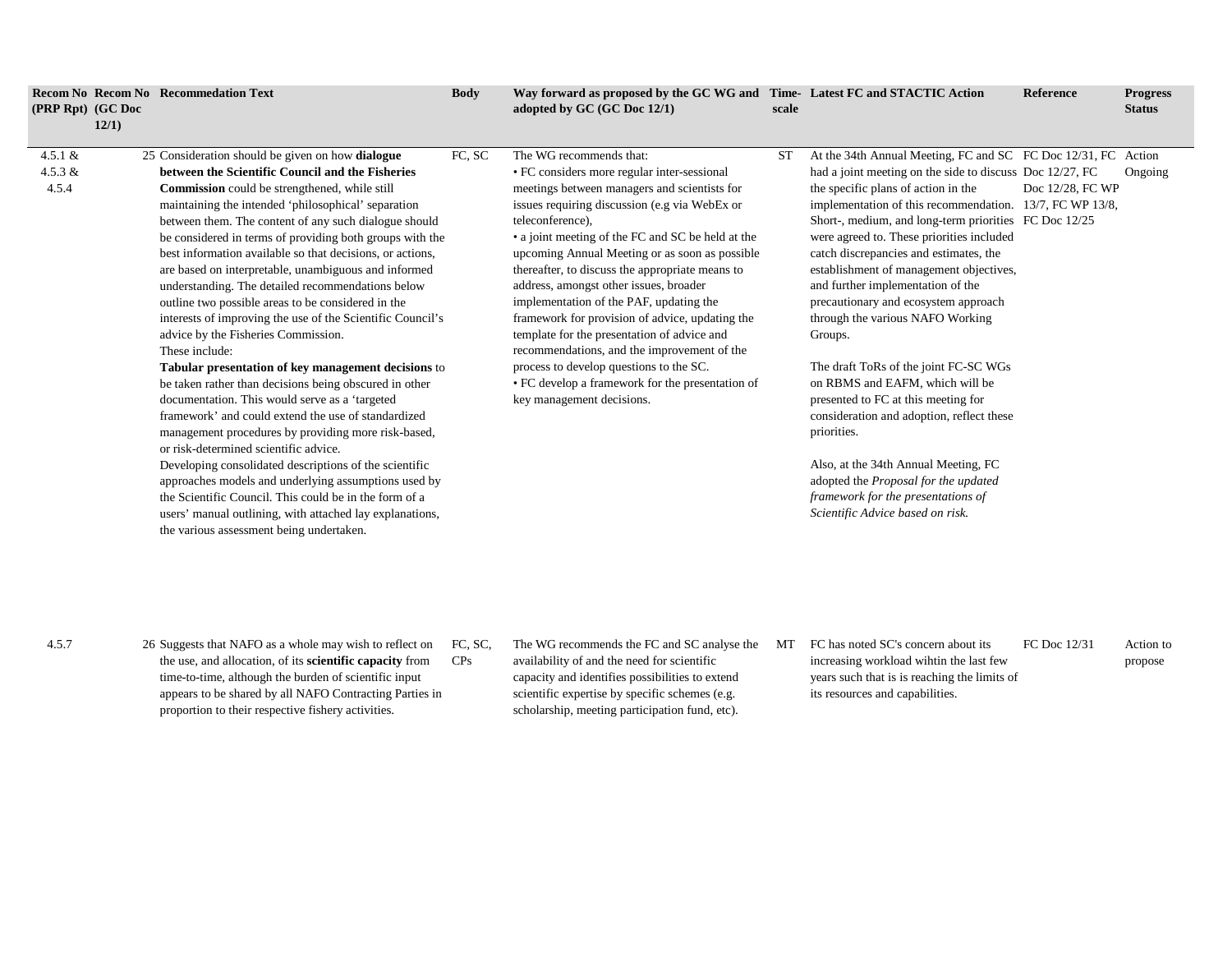| Recom No (PRP Rpt) | Recom No (GC Doc 12/1) | Recommedation Text | Body | Way forward as proposed by the GC WG and adopted by GC (GC Doc 12/1) | Time-scale | Latest FC and STACTIC Action | Reference | Progress Status |
|---|---|---|---|---|---|---|---|---|
| 4.5.1 & 4.5.3 & 4.5.4 | 25 | Consideration should be given on how **dialogue between the Scientific Council and the Fisheries Commission** could be strengthened, while still maintaining the intended 'philosophical' separation between them. The content of any such dialogue should be considered in terms of providing both groups with the best information available so that decisions, or actions, are based on interpretable, unambiguous and informed understanding. The detailed recommendations below outline two possible areas to be considered in the interests of improving the use of the Scientific Council's advice by the Fisheries Commission.<br>These include:<br>**Tabular presentation of key management decisions** to be taken rather than decisions being obscured in other documentation. This would serve as a 'targeted framework' and could extend the use of standardized management procedures by providing more risk-based, or risk-determined scientific advice.<br>Developing consolidated descriptions of the scientific approaches models and underlying assumptions used by the Scientific Council. This could be in the form of a users' manual outlining, with attached lay explanations, the various assessment being undertaken. | FC, SC | The WG recommends that:<br>• FC considers more regular inter-sessional meetings between managers and scientists for issues requiring discussion (e.g via WebEx or teleconference),<br>• a joint meeting of the FC and SC be held at the upcoming Annual Meeting or as soon as possible thereafter, to discuss the appropriate means to address, amongst other issues, broader implementation of the PAF, updating the framework for provision of advice, updating the template for the presentation of advice and recommendations, and the improvement of the process to develop questions to the SC.<br>• FC develop a framework for the presentation of key management decisions. | ST | At the 34th Annual Meeting, FC and SC had a joint meeting on the side to discuss the specific plans of action in the implementation of this recommendation. Short-, medium, and long-term priorities were agreed to. These priorities included catch discrepancies and estimates, the establishment of management objectives, and further implementation of the precautionary and ecosystem approach through the various NAFO Working Groups.<br><br>The draft ToRs of the joint FC-SC WGs on RBMS and EAFM, which will be presented to FC at this meeting for consideration and adoption, reflect these priorities.<br><br>Also, at the 34th Annual Meeting, FC adopted the *Proposal for the updated framework for the presentations of Scientific Advice based on risk.* | FC Doc 12/31, FC Doc 12/27, FC Doc 12/28, FC WP 13/7, FC WP 13/8, FC Doc 12/25 | Action Ongoing |
| 4.5.7 | 26 | Suggests that NAFO as a whole may wish to reflect on the use, and allocation, of its **scientific capacity** from time-to-time, although the burden of scientific input appears to be shared by all NAFO Contracting Parties in proportion to their respective fishery activities. | FC, SC, CPs | The WG recommends the FC and SC analyse the availability of and the need for scientific capacity and identifies possibilities to extend scientific expertise by specific schemes (e.g. scholarship, meeting participation fund, etc). | MT | FC has noted SC's concern about its increasing workload wihtin the last few years such that is is reaching the limits of its resources and capabilities. | FC Doc 12/31 | Action to propose |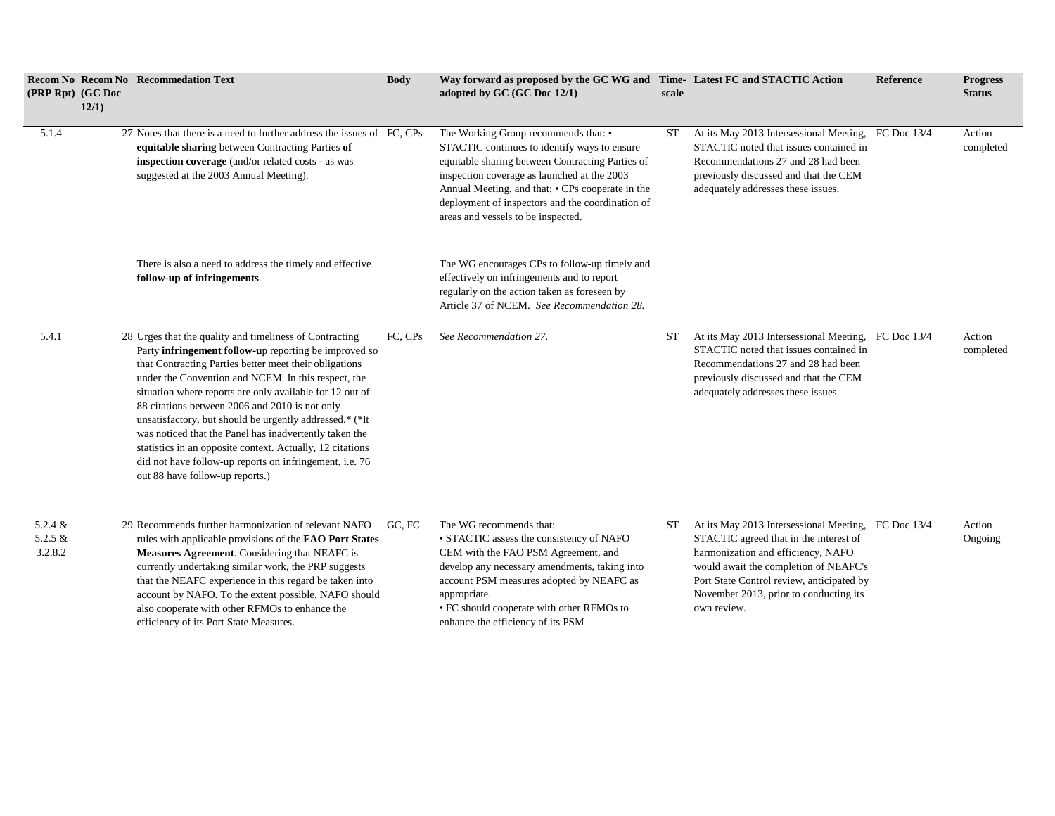| Recom No (PRP Rpt) | Recom No (GC Doc 12/1) | Recommedation Text | Body | Way forward as proposed by the GC WG and adopted by GC (GC Doc 12/1) | Time-scale | Latest FC and STACTIC Action | Reference | Progress Status |
|---|---|---|---|---|---|---|---|---|
| 5.1.4 | 27 | Notes that there is a need to further address the issues of **equitable sharing** between Contracting Parties **of inspection coverage** (and/or related costs - as was suggested at the 2003 Annual Meeting). | FC, CPs | The Working Group recommends that: • STACTIC continues to identify ways to ensure equitable sharing between Contracting Parties of inspection coverage as launched at the 2003 Annual Meeting, and that; • CPs cooperate in the deployment of inspectors and the coordination of areas and vessels to be inspected. | ST | At its May 2013 Intersessional Meeting, STACTIC noted that issues contained in Recommendations 27 and 28 had been previously discussed and that the CEM adequately addresses these issues. | FC Doc 13/4 | Action completed |
| | | There is also a need to address the timely and effective **follow-up of infringements**. | | The WG encourages CPs to follow-up timely and effectively on infringements and to report regularly on the action taken as foreseen by Article 37 of NCEM. *See Recommendation 28.* | | | | |
| 5.4.1 | 28 | Urges that the quality and timeliness of Contracting Party **infringement follow-u**p reporting be improved so that Contracting Parties better meet their obligations under the Convention and NCEM. In this respect, the situation where reports are only available for 12 out of 88 citations between 2006 and 2010 is not only unsatisfactory, but should be urgently addressed.* (*It was noticed that the Panel has inadvertently taken the statistics in an opposite context. Actually, 12 citations did not have follow-up reports on infringement, i.e. 76 out 88 have follow-up reports.) | FC, CPs | *See Recommendation 27.* | ST | At its May 2013 Intersessional Meeting, STACTIC noted that issues contained in Recommendations 27 and 28 had been previously discussed and that the CEM adequately addresses these issues. | FC Doc 13/4 | Action completed |
| 5.2.4 & 5.2.5 & 3.2.8.2 | 29 | Recommends further harmonization of relevant NAFO rules with applicable provisions of the **FAO Port States Measures Agreement**. Considering that NEAFC is currently undertaking similar work, the PRP suggests that the NEAFC experience in this regard be taken into account by NAFO. To the extent possible, NAFO should also cooperate with other RFMOs to enhance the efficiency of its Port State Measures. | GC, FC | The WG recommends that: • STACTIC assess the consistency of NAFO CEM with the FAO PSM Agreement, and develop any necessary amendments, taking into account PSM measures adopted by NEAFC as appropriate. • FC should cooperate with other RFMOs to enhance the efficiency of its PSM | ST | At its May 2013 Intersessional Meeting, STACTIC agreed that in the interest of harmonization and efficiency, NAFO would await the completion of NEAFC's Port State Control review, anticipated by November 2013, prior to conducting its own review. | FC Doc 13/4 | Action Ongoing |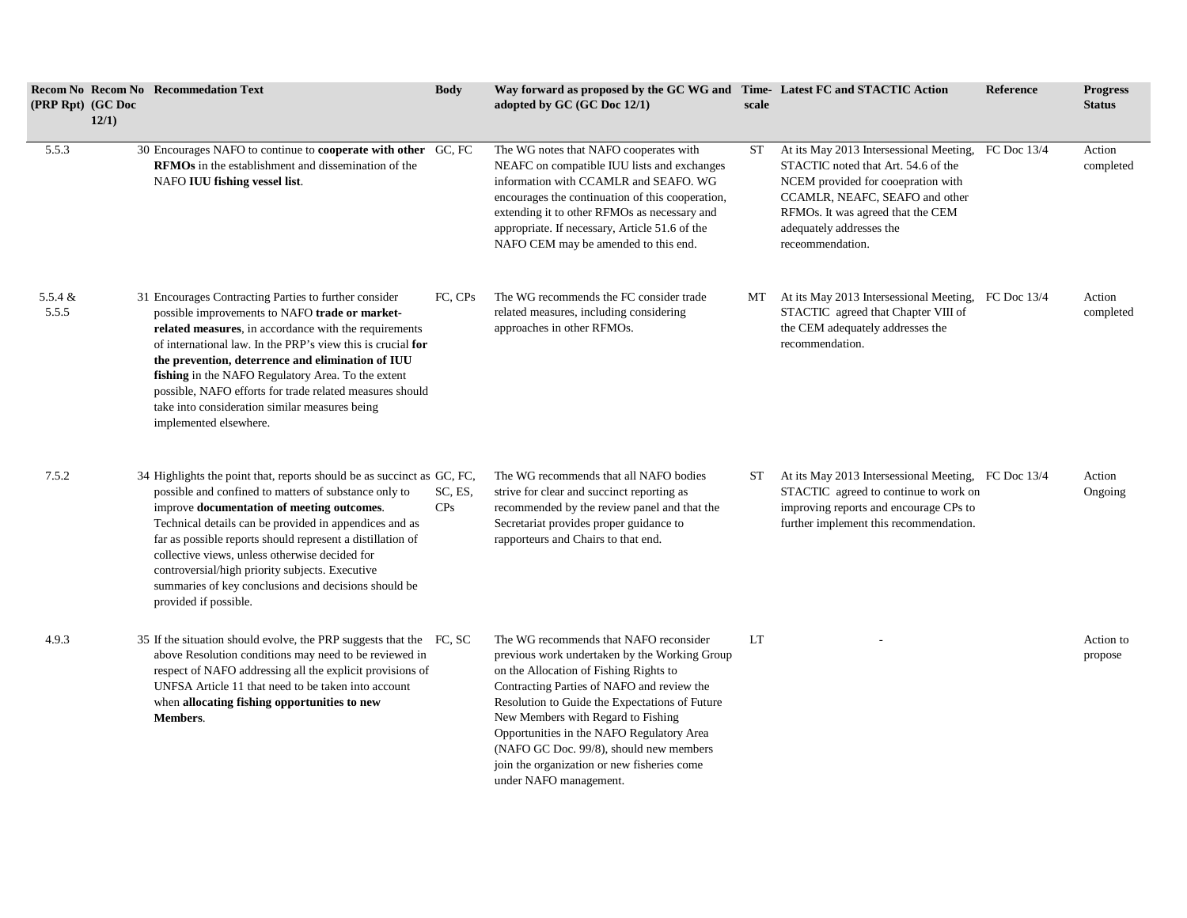| Recom No (PRP Rpt) | Recom No (GC Doc 12/1) | Recommedation Text | Body | Way forward as proposed by the GC WG and adopted by GC (GC Doc 12/1) | Time-scale | Latest FC and STACTIC Action | Reference | Progress Status |
|---|---|---|---|---|---|---|---|---|
| 5.5.3 | 30 | Encourages NAFO to continue to **cooperate with other RFMOs** in the establishment and dissemination of the NAFO **IUU fishing vessel list**. | GC, FC | The WG notes that NAFO cooperates with NEAFC on compatible IUU lists and exchanges information with CCAMLR and SEAFO. WG encourages the continuation of this cooperation, extending it to other RFMOs as necessary and appropriate. If necessary, Article 51.6 of the NAFO CEM may be amended to this end. | ST | At its May 2013 Intersessional Meeting, STACTIC noted that Art. 54.6 of the NCEM provided for cooepration with CCAMLR, NEAFC, SEAFO and other RFMOs. It was agreed that the CEM adequately addresses the receommendation. | FC Doc 13/4 | Action completed |
| 5.5.4 & 5.5.5 | 31 | Encourages Contracting Parties to further consider possible improvements to NAFO **trade or market-related measures**, in accordance with the requirements of international law. In the PRP's view this is crucial **for the prevention, deterrence and elimination of IUU fishing** in the NAFO Regulatory Area. To the extent possible, NAFO efforts for trade related measures should take into consideration similar measures being implemented elsewhere. | FC, CPs | The WG recommends the FC consider trade related measures, including considering approaches in other RFMOs. | MT | At its May 2013 Intersessional Meeting, STACTIC agreed that Chapter VIII of the CEM adequately addresses the recommendation. | FC Doc 13/4 | Action completed |
| 7.5.2 | 34 | Highlights the point that, reports should be as succinct as possible and confined to matters of substance only to improve **documentation of meeting outcomes**. Technical details can be provided in appendices and as far as possible reports should represent a distillation of collective views, unless otherwise decided for controversial/high priority subjects. Executive summaries of key conclusions and decisions should be provided if possible. | GC, FC, SC, ES, CPs | The WG recommends that all NAFO bodies strive for clear and succinct reporting as recommended by the review panel and that the Secretariat provides proper guidance to rapporteurs and Chairs to that end. | ST | At its May 2013 Intersessional Meeting, STACTIC agreed to continue to work on improving reports and encourage CPs to further implement this recommendation. | FC Doc 13/4 | Action Ongoing |
| 4.9.3 | 35 | If the situation should evolve, the PRP suggests that the above Resolution conditions may need to be reviewed in respect of NAFO addressing all the explicit provisions of UNFSA Article 11 that need to be taken into account when **allocating fishing opportunities to new Members**. | FC, SC | The WG recommends that NAFO reconsider previous work undertaken by the Working Group on the Allocation of Fishing Rights to Contracting Parties of NAFO and review the Resolution to Guide the Expectations of Future New Members with Regard to Fishing Opportunities in the NAFO Regulatory Area (NAFO GC Doc. 99/8), should new members join the organization or new fisheries come under NAFO management. | LT | - | | Action to propose |